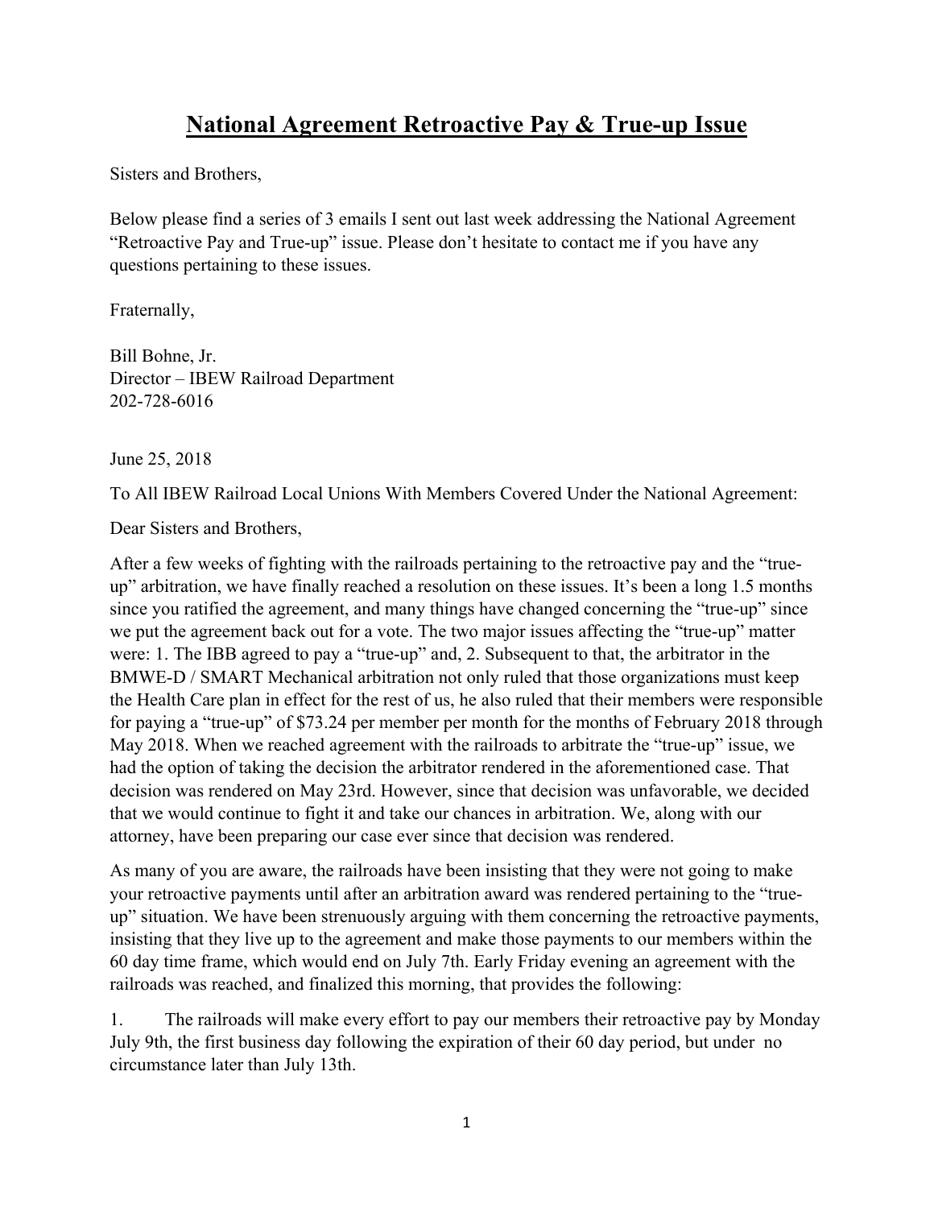# National Agreement Retroactive Pay & True-up Issue

Sisters and Brothers,

Below please find a series of 3 emails I sent out last week addressing the National Agreement "Retroactive Pay and True-up" issue. Please don't hesitate to contact me if you have any questions pertaining to these issues.

Fraternally,

Bill Bohne, Jr.
Director – IBEW Railroad Department
202-728-6016

June 25, 2018

To All IBEW Railroad Local Unions With Members Covered Under the National Agreement:

Dear Sisters and Brothers,

After a few weeks of fighting with the railroads pertaining to the retroactive pay and the "true-up" arbitration, we have finally reached a resolution on these issues. It's been a long 1.5 months since you ratified the agreement, and many things have changed concerning the "true-up" since we put the agreement back out for a vote. The two major issues affecting the "true-up" matter were: 1. The IBB agreed to pay a "true-up" and, 2. Subsequent to that, the arbitrator in the BMWE-D / SMART Mechanical arbitration not only ruled that those organizations must keep the Health Care plan in effect for the rest of us, he also ruled that their members were responsible for paying a "true-up" of $73.24 per member per month for the months of February 2018 through May 2018. When we reached agreement with the railroads to arbitrate the "true-up" issue, we had the option of taking the decision the arbitrator rendered in the aforementioned case. That decision was rendered on May 23rd. However, since that decision was unfavorable, we decided that we would continue to fight it and take our chances in arbitration. We, along with our attorney, have been preparing our case ever since that decision was rendered.

As many of you are aware, the railroads have been insisting that they were not going to make your retroactive payments until after an arbitration award was rendered pertaining to the "true-up" situation. We have been strenuously arguing with them concerning the retroactive payments, insisting that they live up to the agreement and make those payments to our members within the 60 day time frame, which would end on July 7th. Early Friday evening an agreement with the railroads was reached, and finalized this morning, that provides the following:

1. The railroads will make every effort to pay our members their retroactive pay by Monday July 9th, the first business day following the expiration of their 60 day period, but under no circumstance later than July 13th.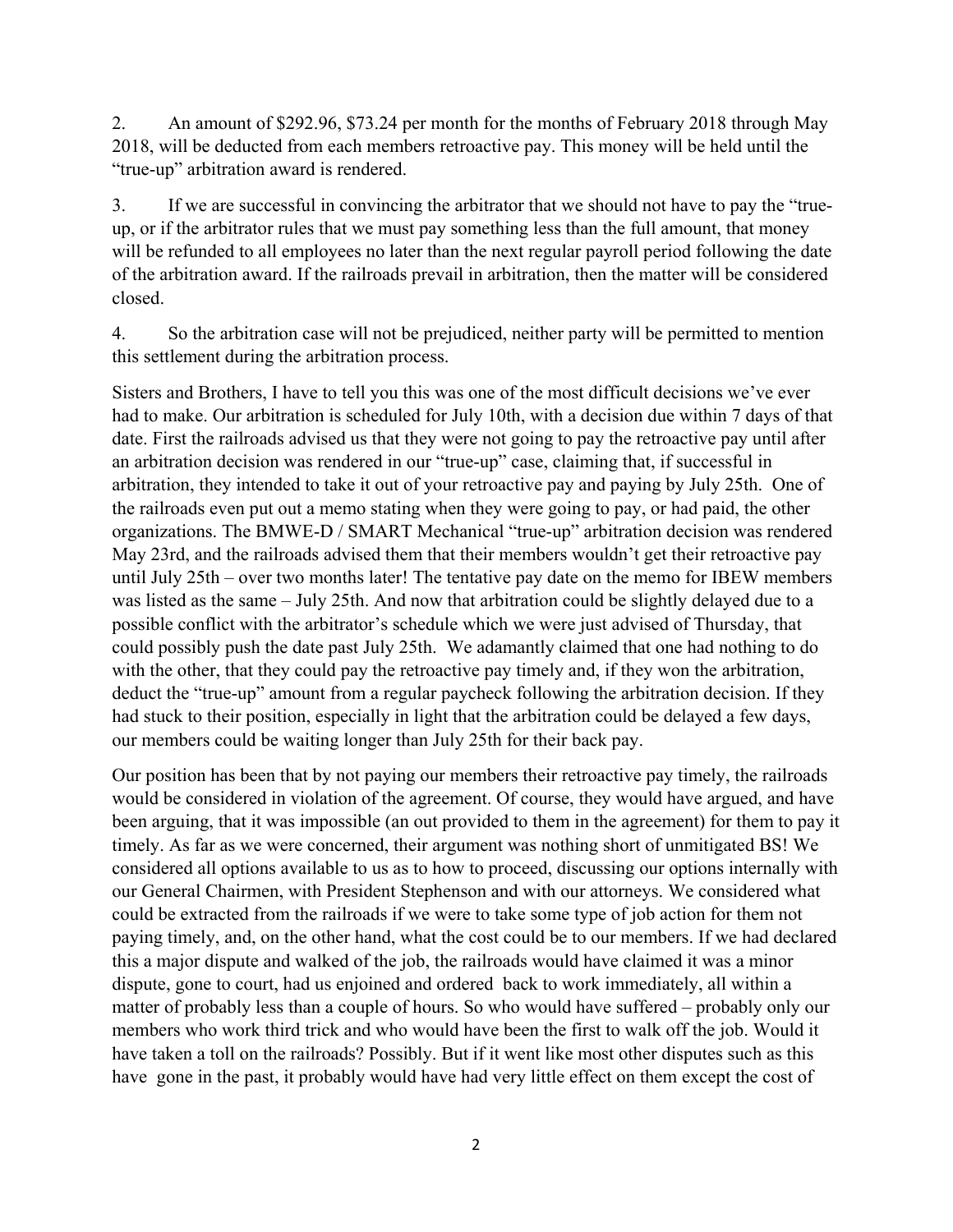2. An amount of $292.96, $73.24 per month for the months of February 2018 through May 2018, will be deducted from each members retroactive pay. This money will be held until the "true-up" arbitration award is rendered.

3. If we are successful in convincing the arbitrator that we should not have to pay the "true-up, or if the arbitrator rules that we must pay something less than the full amount, that money will be refunded to all employees no later than the next regular payroll period following the date of the arbitration award. If the railroads prevail in arbitration, then the matter will be considered closed.

4. So the arbitration case will not be prejudiced, neither party will be permitted to mention this settlement during the arbitration process.

Sisters and Brothers, I have to tell you this was one of the most difficult decisions we've ever had to make. Our arbitration is scheduled for July 10th, with a decision due within 7 days of that date. First the railroads advised us that they were not going to pay the retroactive pay until after an arbitration decision was rendered in our "true-up" case, claiming that, if successful in arbitration, they intended to take it out of your retroactive pay and paying by July 25th. One of the railroads even put out a memo stating when they were going to pay, or had paid, the other organizations. The BMWE-D / SMART Mechanical "true-up" arbitration decision was rendered May 23rd, and the railroads advised them that their members wouldn't get their retroactive pay until July 25th – over two months later! The tentative pay date on the memo for IBEW members was listed as the same – July 25th. And now that arbitration could be slightly delayed due to a possible conflict with the arbitrator's schedule which we were just advised of Thursday, that could possibly push the date past July 25th. We adamantly claimed that one had nothing to do with the other, that they could pay the retroactive pay timely and, if they won the arbitration, deduct the "true-up" amount from a regular paycheck following the arbitration decision. If they had stuck to their position, especially in light that the arbitration could be delayed a few days, our members could be waiting longer than July 25th for their back pay.

Our position has been that by not paying our members their retroactive pay timely, the railroads would be considered in violation of the agreement. Of course, they would have argued, and have been arguing, that it was impossible (an out provided to them in the agreement) for them to pay it timely. As far as we were concerned, their argument was nothing short of unmitigated BS! We considered all options available to us as to how to proceed, discussing our options internally with our General Chairmen, with President Stephenson and with our attorneys. We considered what could be extracted from the railroads if we were to take some type of job action for them not paying timely, and, on the other hand, what the cost could be to our members. If we had declared this a major dispute and walked of the job, the railroads would have claimed it was a minor dispute, gone to court, had us enjoined and ordered back to work immediately, all within a matter of probably less than a couple of hours. So who would have suffered – probably only our members who work third trick and who would have been the first to walk off the job. Would it have taken a toll on the railroads? Possibly. But if it went like most other disputes such as this have gone in the past, it probably would have had very little effect on them except the cost of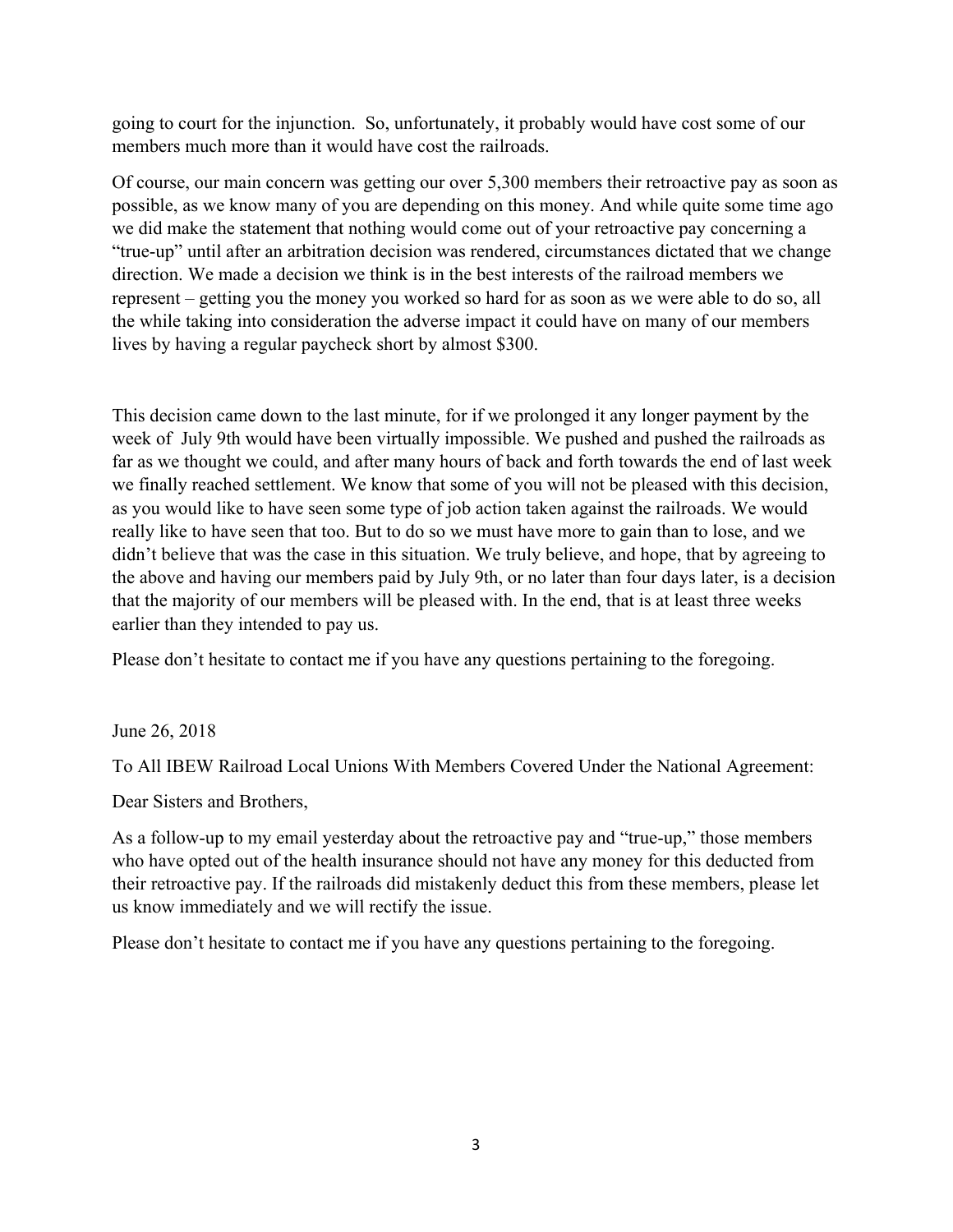going to court for the injunction. So, unfortunately, it probably would have cost some of our members much more than it would have cost the railroads.

Of course, our main concern was getting our over 5,300 members their retroactive pay as soon as possible, as we know many of you are depending on this money. And while quite some time ago we did make the statement that nothing would come out of your retroactive pay concerning a "true-up" until after an arbitration decision was rendered, circumstances dictated that we change direction. We made a decision we think is in the best interests of the railroad members we represent – getting you the money you worked so hard for as soon as we were able to do so, all the while taking into consideration the adverse impact it could have on many of our members lives by having a regular paycheck short by almost $300.

This decision came down to the last minute, for if we prolonged it any longer payment by the week of July 9th would have been virtually impossible. We pushed and pushed the railroads as far as we thought we could, and after many hours of back and forth towards the end of last week we finally reached settlement. We know that some of you will not be pleased with this decision, as you would like to have seen some type of job action taken against the railroads. We would really like to have seen that too. But to do so we must have more to gain than to lose, and we didn't believe that was the case in this situation. We truly believe, and hope, that by agreeing to the above and having our members paid by July 9th, or no later than four days later, is a decision that the majority of our members will be pleased with. In the end, that is at least three weeks earlier than they intended to pay us.

Please don't hesitate to contact me if you have any questions pertaining to the foregoing.

June 26, 2018

To All IBEW Railroad Local Unions With Members Covered Under the National Agreement:

Dear Sisters and Brothers,

As a follow-up to my email yesterday about the retroactive pay and "true-up," those members who have opted out of the health insurance should not have any money for this deducted from their retroactive pay. If the railroads did mistakenly deduct this from these members, please let us know immediately and we will rectify the issue.

Please don't hesitate to contact me if you have any questions pertaining to the foregoing.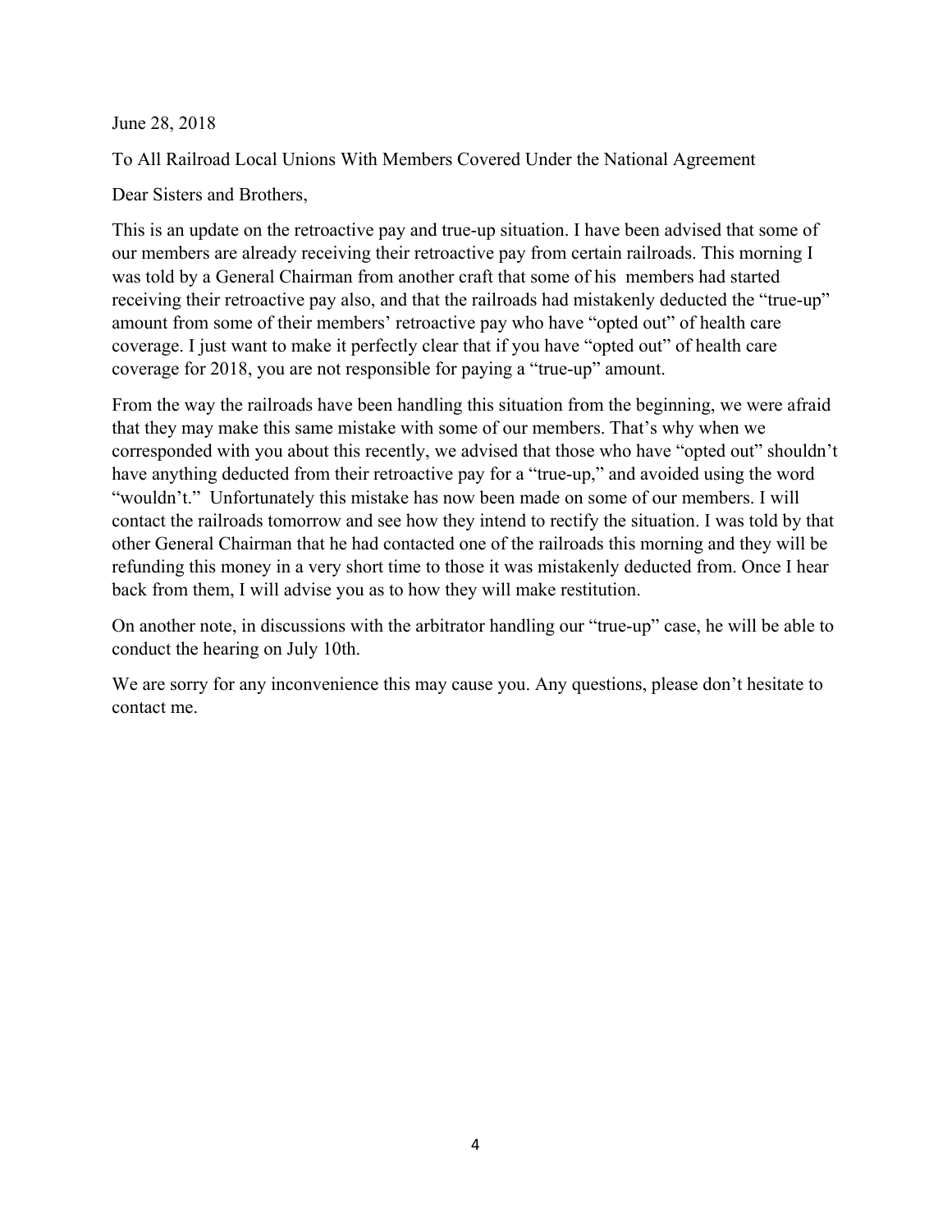June 28, 2018

To All Railroad Local Unions With Members Covered Under the National Agreement

Dear Sisters and Brothers,

This is an update on the retroactive pay and true-up situation. I have been advised that some of our members are already receiving their retroactive pay from certain railroads. This morning I was told by a General Chairman from another craft that some of his members had started receiving their retroactive pay also, and that the railroads had mistakenly deducted the "true-up" amount from some of their members' retroactive pay who have "opted out" of health care coverage. I just want to make it perfectly clear that if you have "opted out" of health care coverage for 2018, you are not responsible for paying a "true-up" amount.

From the way the railroads have been handling this situation from the beginning, we were afraid that they may make this same mistake with some of our members. That's why when we corresponded with you about this recently, we advised that those who have "opted out" shouldn't have anything deducted from their retroactive pay for a "true-up," and avoided using the word "wouldn't." Unfortunately this mistake has now been made on some of our members. I will contact the railroads tomorrow and see how they intend to rectify the situation. I was told by that other General Chairman that he had contacted one of the railroads this morning and they will be refunding this money in a very short time to those it was mistakenly deducted from. Once I hear back from them, I will advise you as to how they will make restitution.

On another note, in discussions with the arbitrator handling our "true-up" case, he will be able to conduct the hearing on July 10th.

We are sorry for any inconvenience this may cause you. Any questions, please don't hesitate to contact me.